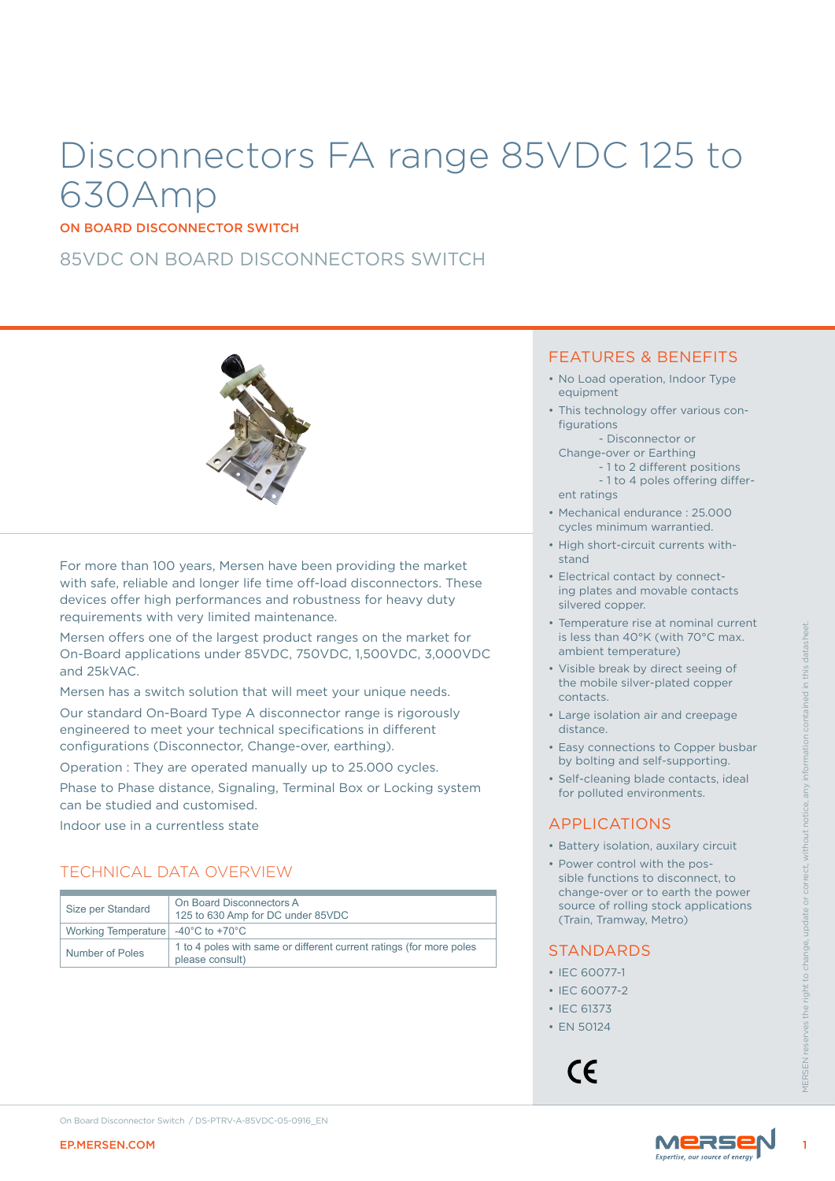# Disconnectors FA range 85VDC 125 to 630Amp

**ON BOARD DISCONNECTOR SWITCH**

## 85VDC ON BOARD DISCONNECTORS SWITCH

For more than 100 years, Mersen have been providing the market with safe, reliable and longer life time off-load disconnectors. These devices offer high performances and robustness for heavy duty requirements with very limited maintenance.

Mersen offers one of the largest product ranges on the market for On-Board applications under 85VDC, 750VDC, 1,500VDC, 3,000VDC and 25kVAC.

Mersen has a switch solution that will meet your unique needs.

Our standard On-Board Type A disconnector range is rigorously engineered to meet your technical specifications in different configurations (Disconnector, Change-over, earthing).

Operation : They are operated manually up to 25.000 cycles.

Phase to Phase distance, Signaling, Terminal Box or Locking system can be studied and customised.

Indoor use in a currentless state

## TECHNICAL DATA OVERVIEW

| | |
|---|---|
| Size per Standard | On Board Disconnectors A<br>125 to 630 Amp for DC under 85VDC |
| Working Temperature | -40°C to +70°C |
| Number of Poles | 1 to 4 poles with same or different current ratings (for more poles please consult) |

## FEATURES & BENEFITS

- No Load operation, Indoor Type equipment
- This technology offer various configurations
  - Disconnector or Change-over or Earthing
  - 1 to 2 different positions
  - 1 to 4 poles offering different ratings
- Mechanical endurance : 25.000 cycles minimum warrantied.
- High short-circuit currents withstand
- Electrical contact by connecting plates and movable contacts silvered copper.
- Temperature rise at nominal current is less than 40°K (with 70°C max. ambient temperature)
- Visible break by direct seeing of the mobile silver-plated copper contacts.
- Large isolation air and creepage distance.
- Easy connections to Copper busbar by bolting and self-supporting.
- Self-cleaning blade contacts, ideal for polluted environments.

## APPLICATIONS

- Battery isolation, auxilary circuit
- Power control with the possible functions to disconnect, to change-over or to earth the power source of rolling stock applications (Train, Tramway, Metro)

## STANDARDS

- IEC 60077-1
- IEC 60077-2
- IEC 61373
- EN 50124

CE

MERSEN reserves the right to change, update or correct, without notice, any information contained in this datasheet.

On Board Disconnector Switch / DS-PTRV-A-85VDC-05-0916_EN

EP.MERSEN.COM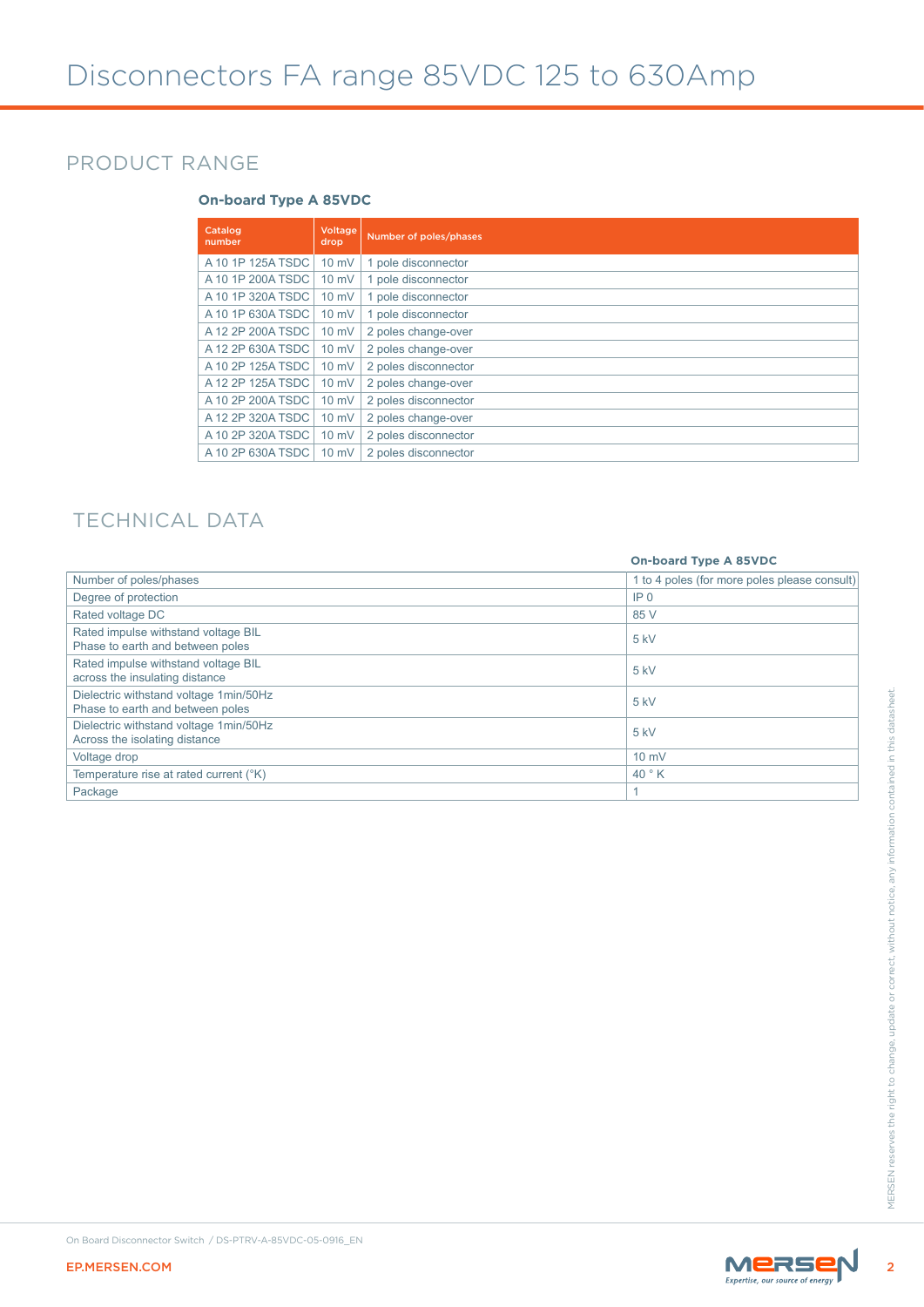# Disconnectors FA range 85VDC 125 to 630Amp

## PRODUCT RANGE

### On-board Type A 85VDC

| Catalog number | Voltage drop | Number of poles/phases |
| --- | --- | --- |
| A 10 1P 125A TSDC | 10 mV | 1 pole disconnector |
| A 10 1P 200A TSDC | 10 mV | 1 pole disconnector |
| A 10 1P 320A TSDC | 10 mV | 1 pole disconnector |
| A 10 1P 630A TSDC | 10 mV | 1 pole disconnector |
| A 12 2P 200A TSDC | 10 mV | 2 poles change-over |
| A 12 2P 630A TSDC | 10 mV | 2 poles change-over |
| A 10 2P 125A TSDC | 10 mV | 2 poles disconnector |
| A 12 2P 125A TSDC | 10 mV | 2 poles change-over |
| A 10 2P 200A TSDC | 10 mV | 2 poles disconnector |
| A 12 2P 320A TSDC | 10 mV | 2 poles change-over |
| A 10 2P 320A TSDC | 10 mV | 2 poles disconnector |
| A 10 2P 630A TSDC | 10 mV | 2 poles disconnector |

## TECHNICAL DATA

| | On-board Type A 85VDC |
| --- | --- |
| Number of poles/phases | 1 to 4 poles (for more poles please consult) |
| Degree of protection | IP 0 |
| Rated voltage DC | 85 V |
| Rated impulse withstand voltage BIL<br>Phase to earth and between poles | 5 kV |
| Rated impulse withstand voltage BIL<br>across the insulating distance | 5 kV |
| Dielectric withstand voltage 1min/50Hz<br>Phase to earth and between poles | 5 kV |
| Dielectric withstand voltage 1min/50Hz<br>Across the isolating distance | 5 kV |
| Voltage drop | 10 mV |
| Temperature rise at rated current (°K) | 40 ° K |
| Package | 1 |

MERSEN reserves the right to change, update or correct, without notice, any information contained in this datasheet.

On Board Disconnector Switch / DS-PTRV-A-85VDC-05-0916_EN

EP.MERSEN.COM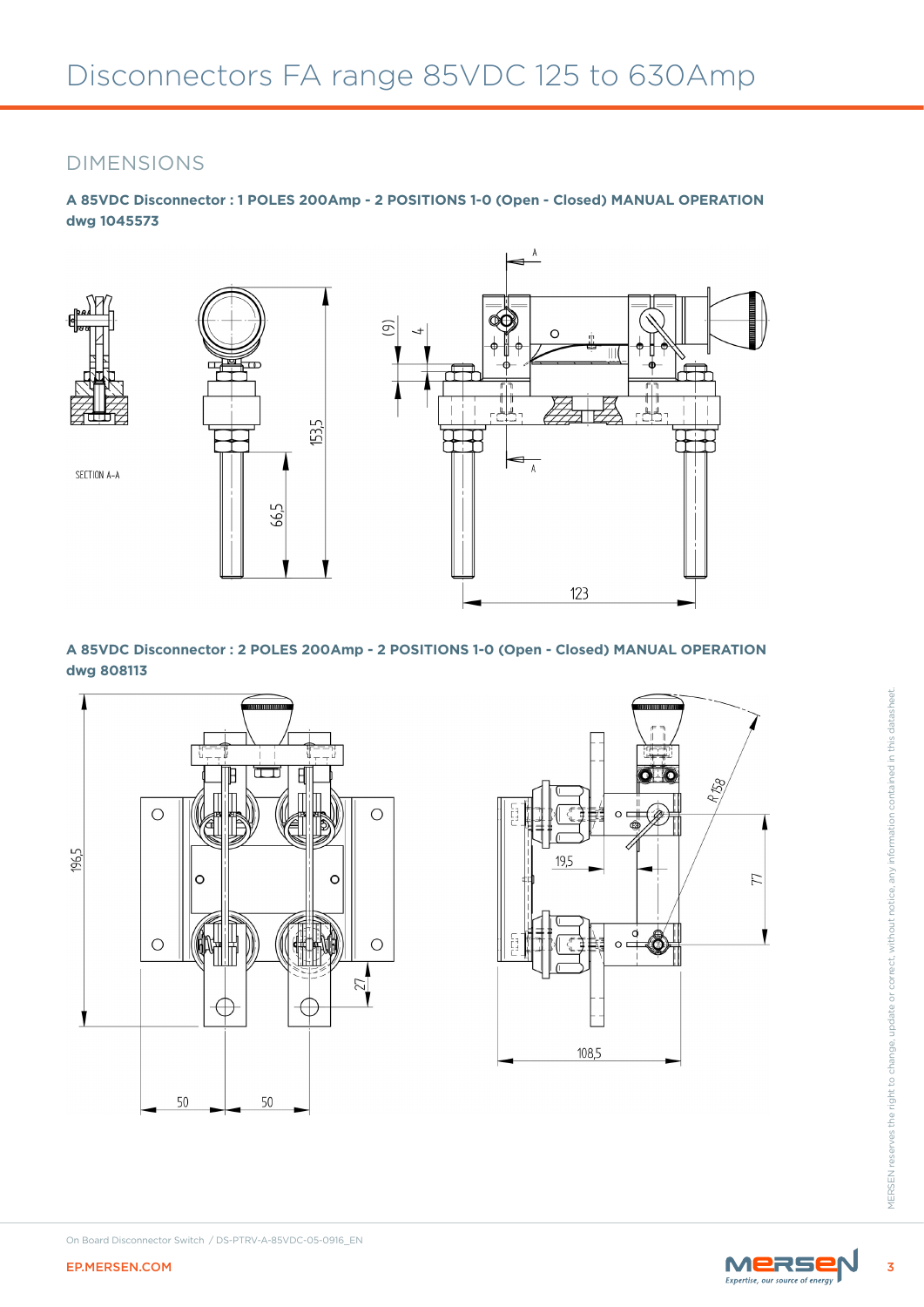# Disconnectors FA range 85VDC 125 to 630Amp

## DIMENSIONS

**A 85VDC Disconnector : 1 POLES 200Amp - 2 POSITIONS 1-0 (Open - Closed) MANUAL OPERATION dwg 1045573**

SECTION A–A

153,5

66,5

(9)

4

123

**A 85VDC Disconnector : 2 POLES 200Amp - 2 POSITIONS 1-0 (Open - Closed) MANUAL OPERATION dwg 808113**

196,5

27

50

50

R 158

19,5

77

108,5

MERSEN reserves the right to change, update or correct, without notice, any information contained in this datasheet.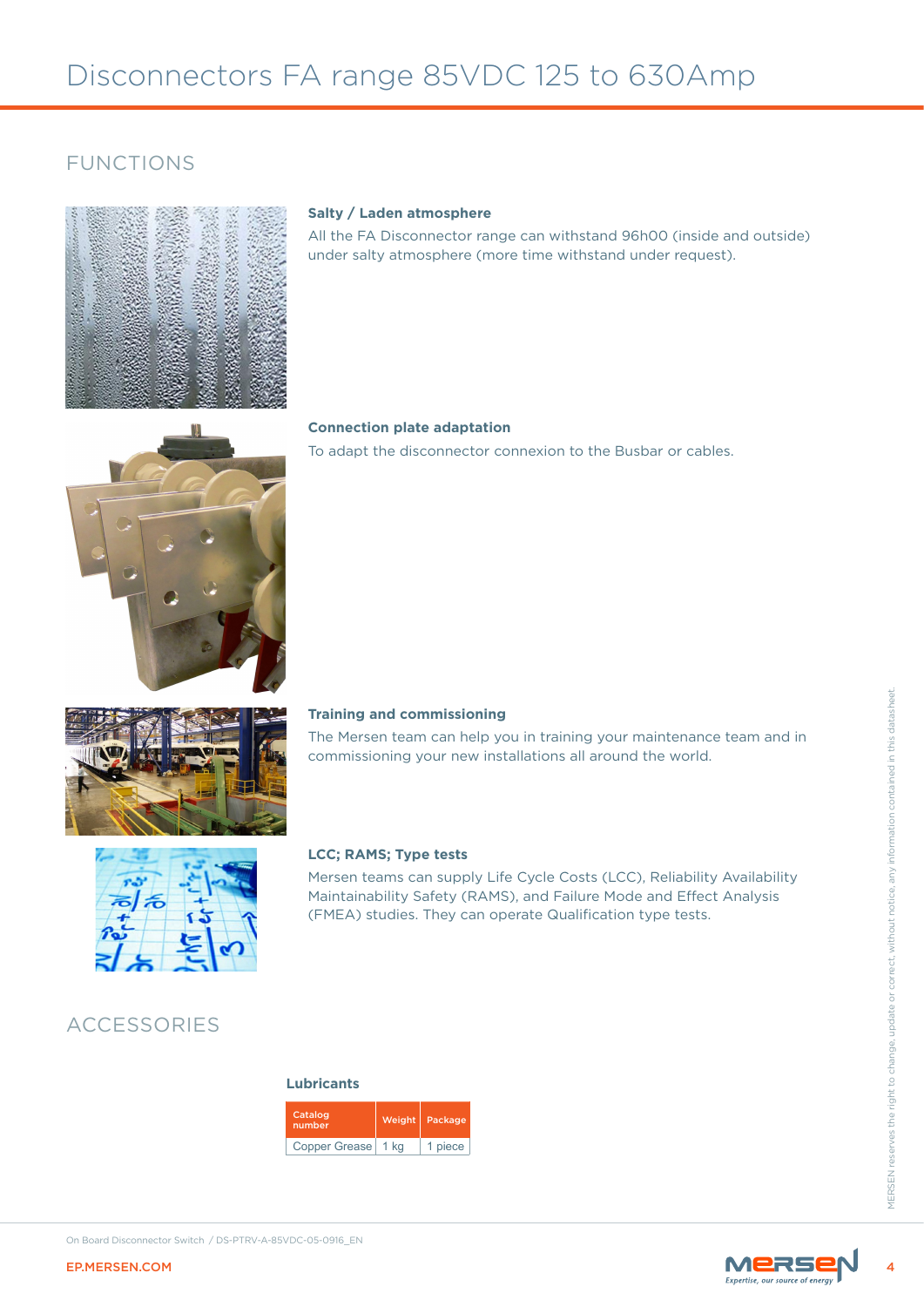# Disconnectors FA range 85VDC 125 to 630Amp

## FUNCTIONS

### Salty / Laden atmosphere

All the FA Disconnector range can withstand 96h00 (inside and outside) under salty atmosphere (more time withstand under request).

### Connection plate adaptation

To adapt the disconnector connexion to the Busbar or cables.

### Training and commissioning

The Mersen team can help you in training your maintenance team and in commissioning your new installations all around the world.

### LCC; RAMS; Type tests

Mersen teams can supply Life Cycle Costs (LCC), Reliability Availability Maintainability Safety (RAMS), and Failure Mode and Effect Analysis (FMEA) studies. They can operate Qualification type tests.

## ACCESSORIES

### Lubricants

| Catalog number | Weight | Package |
|---|---|---|
| Copper Grease | 1 kg | 1 piece |

MERSEN reserves the right to change, update or correct, without notice, any information contained in this datasheet.

On Board Disconnector Switch / DS-PTRV-A-85VDC-05-0916_EN

EP.MERSEN.COM